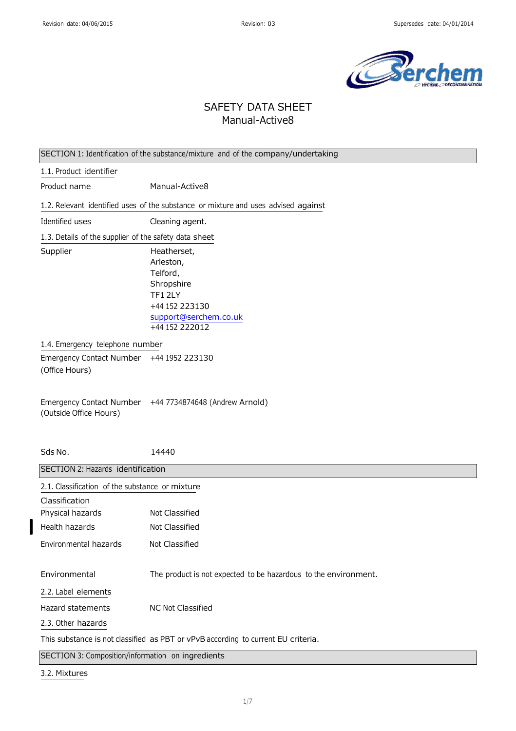Revision date: 04/06/2015 | Revision: 03 | Supersedes date: 04/01/2014

# SAFETY DATA SHEET
## Manual-Active8

## SECTION 1: Identification of the substance/mixture and of the company/undertaking

### 1.1. Product identifier

Product name Manual-Active8

### 1.2. Relevant identified uses of the substance or mixture and uses advised against

Identified uses Cleaning agent.

### 1.3. Details of the supplier of the safety data sheet

Supplier
Heatherset,
Arleston,
Telford,
Shropshire
TF1 2LY
+44 152 223130
support@serchem.co.uk
+44 152 222012

### 1.4. Emergency telephone number

Emergency Contact Number (Office Hours) +44 1952 223130

Emergency Contact Number (Outside Office Hours) +44 7734874648 (Andrew Arnold)

Sds No. 14440

## SECTION 2: Hazards identification

### 2.1. Classification of the substance or mixture

Classification

Physical hazards Not Classified

Health hazards Not Classified

Environmental hazards Not Classified

Environmental The product is not expected to be hazardous to the environment.

### 2.2. Label elements

Hazard statements NC Not Classified

### 2.3. Other hazards

This substance is not classified as PBT or vPvB according to current EU criteria.

## SECTION 3: Composition/information on ingredients

### 3.2. Mixtures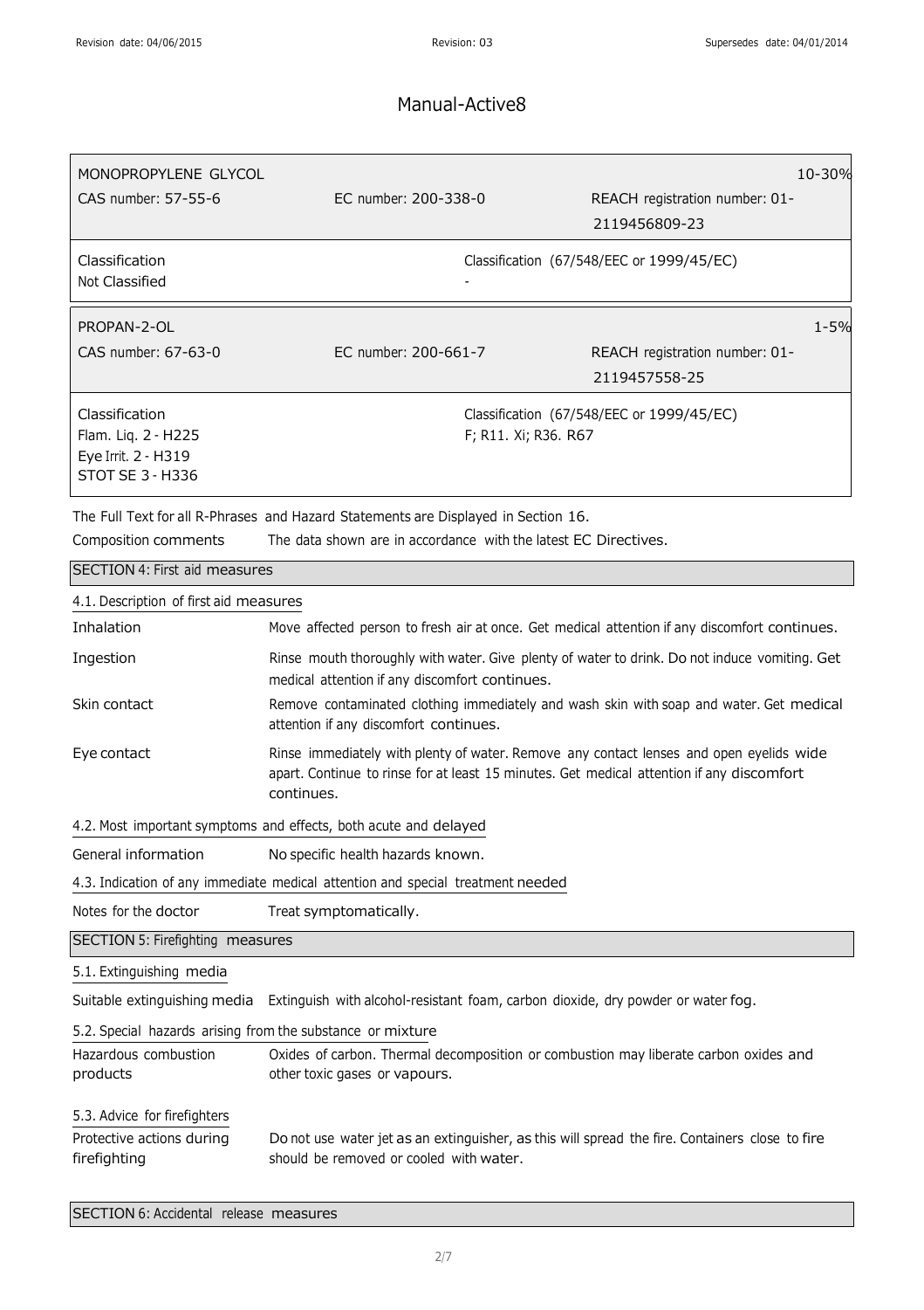# Manual-Active8

| MONOPROPYLENE GLYCOL | | 10-30% |
|---|---|---|
| CAS number: 57-55-6 | EC number: 200-338-0 | REACH registration number: 01-2119456809-23 |
| Classification<br>Not Classified | Classification (67/548/EEC or 1999/45/EC)<br>- | |

| PROPAN-2-OL | | 1-5% |
|---|---|---|
| CAS number: 67-63-0 | EC number: 200-661-7 | REACH registration number: 01-2119457558-25 |
| Classification<br>Flam. Liq. 2 - H225<br>Eye Irrit. 2 - H319<br>STOT SE 3 - H336 | Classification (67/548/EEC or 1999/45/EC)<br>F; R11. Xi; R36. R67 | |

The Full Text for all R-Phrases and Hazard Statements are Displayed in Section 16.

Composition comments The data shown are in accordance with the latest EC Directives.

## SECTION 4: First aid measures

### 4.1. Description of first aid measures

**Inhalation** Move affected person to fresh air at once. Get medical attention if any discomfort continues.

**Ingestion** Rinse mouth thoroughly with water. Give plenty of water to drink. Do not induce vomiting. Get medical attention if any discomfort continues.

**Skin contact** Remove contaminated clothing immediately and wash skin with soap and water. Get medical attention if any discomfort continues.

**Eye contact** Rinse immediately with plenty of water. Remove any contact lenses and open eyelids wide apart. Continue to rinse for at least 15 minutes. Get medical attention if any discomfort continues.

### 4.2. Most important symptoms and effects, both acute and delayed

**General information** No specific health hazards known.

### 4.3. Indication of any immediate medical attention and special treatment needed

**Notes for the doctor** Treat symptomatically.

## SECTION 5: Firefighting measures

### 5.1. Extinguishing media

**Suitable extinguishing media** Extinguish with alcohol-resistant foam, carbon dioxide, dry powder or water fog.

### 5.2. Special hazards arising from the substance or mixture

**Hazardous combustion products** Oxides of carbon. Thermal decomposition or combustion may liberate carbon oxides and other toxic gases or vapours.

### 5.3. Advice for firefighters

**Protective actions during firefighting** Do not use water jet as an extinguisher, as this will spread the fire. Containers close to fire should be removed or cooled with water.

## SECTION 6: Accidental release measures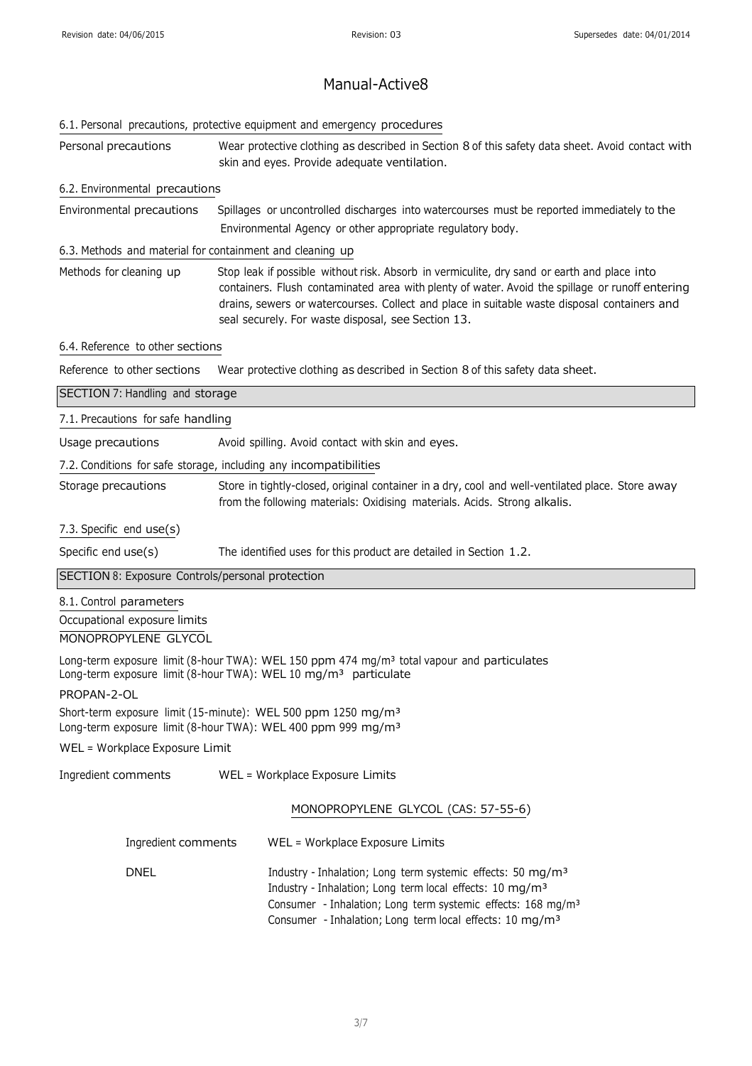# Manual-Active8

### 6.1. Personal precautions, protective equipment and emergency procedures

| | |
|---|---|
| Personal precautions | Wear protective clothing as described in Section 8 of this safety data sheet. Avoid contact with skin and eyes. Provide adequate ventilation. |

### 6.2. Environmental precautions

| | |
|---|---|
| Environmental precautions | Spillages or uncontrolled discharges into watercourses must be reported immediately to the Environmental Agency or other appropriate regulatory body. |

### 6.3. Methods and material for containment and cleaning up

| | |
|---|---|
| Methods for cleaning up | Stop leak if possible without risk. Absorb in vermiculite, dry sand or earth and place into containers. Flush contaminated area with plenty of water. Avoid the spillage or runoff entering drains, sewers or watercourses. Collect and place in suitable waste disposal containers and seal securely. For waste disposal, see Section 13. |

### 6.4. Reference to other sections

| | |
|---|---|
| Reference to other sections | Wear protective clothing as described in Section 8 of this safety data sheet. |

## SECTION 7: Handling and storage

### 7.1. Precautions for safe handling

| | |
|---|---|
| Usage precautions | Avoid spilling. Avoid contact with skin and eyes. |

### 7.2. Conditions for safe storage, including any incompatibilities

| | |
|---|---|
| Storage precautions | Store in tightly-closed, original container in a dry, cool and well-ventilated place. Store away from the following materials: Oxidising materials. Acids. Strong alkalis. |

### 7.3. Specific end use(s)

| | |
|---|---|
| Specific end use(s) | The identified uses for this product are detailed in Section 1.2. |

## SECTION 8: Exposure Controls/personal protection

### 8.1. Control parameters

Occupational exposure limits

MONOPROPYLENE GLYCOL

Long-term exposure limit (8-hour TWA): WEL 150 ppm 474 mg/m³ total vapour and particulates
Long-term exposure limit (8-hour TWA): WEL 10 mg/m³ particulate

PROPAN-2-OL

Short-term exposure limit (15-minute): WEL 500 ppm 1250 mg/m³
Long-term exposure limit (8-hour TWA): WEL 400 ppm 999 mg/m³

WEL = Workplace Exposure Limit

| | |
|---|---|
| Ingredient comments | WEL = Workplace Exposure Limits |

MONOPROPYLENE GLYCOL (CAS: 57-55-6)

| | |
|---|---|
| Ingredient comments | WEL = Workplace Exposure Limits |
| DNEL | Industry - Inhalation; Long term systemic effects: 50 mg/m³<br>Industry - Inhalation; Long term local effects: 10 mg/m³<br>Consumer - Inhalation; Long term systemic effects: 168 mg/m³<br>Consumer - Inhalation; Long term local effects: 10 mg/m³ |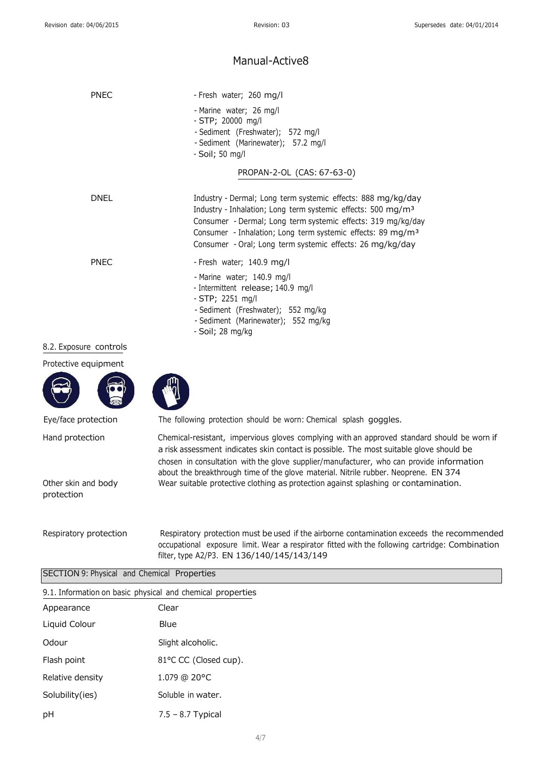# Manual-Active8

| | |
|---|---|
| PNEC | - Fresh water; 260 mg/l<br>- Marine water; 26 mg/l<br>- STP; 20000 mg/l<br>- Sediment (Freshwater); 572 mg/l<br>- Sediment (Marinewater); 57.2 mg/l<br>- Soil; 50 mg/l |

PROPAN-2-OL (CAS: 67-63-0)

| | |
|---|---|
| DNEL | Industry - Dermal; Long term systemic effects: 888 mg/kg/day<br>Industry - Inhalation; Long term systemic effects: 500 $mg/m^3$<br>Consumer - Dermal; Long term systemic effects: 319 mg/kg/day<br>Consumer - Inhalation; Long term systemic effects: 89 $mg/m^3$<br>Consumer - Oral; Long term systemic effects: 26 mg/kg/day |
| PNEC | - Fresh water; 140.9 mg/l<br>- Marine water; 140.9 mg/l<br>- Intermittent release; 140.9 mg/l<br>- STP; 2251 mg/l<br>- Sediment (Freshwater); 552 mg/kg<br>- Sediment (Marinewater); 552 mg/kg<br>- Soil; 28 mg/kg |

### 8.2. Exposure controls

Protective equipment

| | |
|---|---|
| Eye/face protection | The following protection should be worn: Chemical splash goggles. |
| Hand protection | Chemical-resistant, impervious gloves complying with an approved standard should be worn if a risk assessment indicates skin contact is possible. The most suitable glove should be chosen in consultation with the glove supplier/manufacturer, who can provide information about the breakthrough time of the glove material. Nitrile rubber. Neoprene. EN 374 |
| Other skin and body protection | Wear suitable protective clothing as protection against splashing or contamination. |
| Respiratory protection | Respiratory protection must be used if the airborne contamination exceeds the recommended occupational exposure limit. Wear a respirator fitted with the following cartridge: Combination filter, type A2/P3. EN 136/140/145/143/149 |

## SECTION 9: Physical and Chemical Properties

### 9.1. Information on basic physical and chemical properties

| | |
|---|---|
| Appearance | Clear |
| Liquid Colour | Blue |
| Odour | Slight alcoholic. |
| Flash point | 81°C CC (Closed cup). |
| Relative density | 1.079 @ 20°C |
| Solubility(ies) | Soluble in water. |
| pH | 7.5 – 8.7 Typical |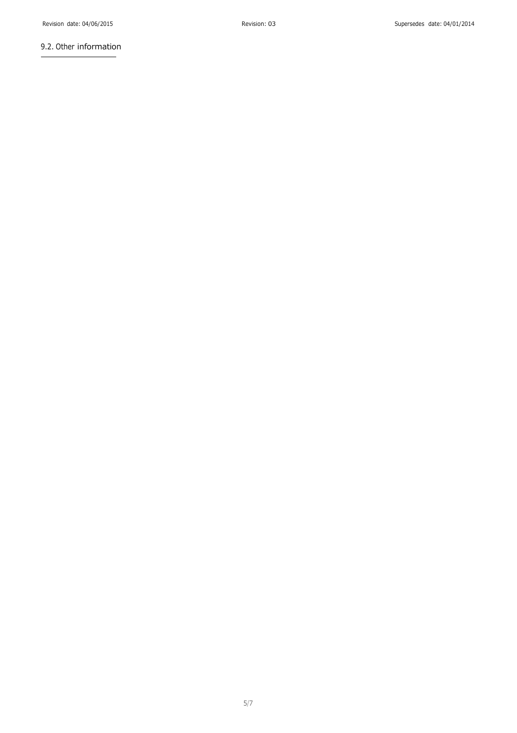## 9.2. Other information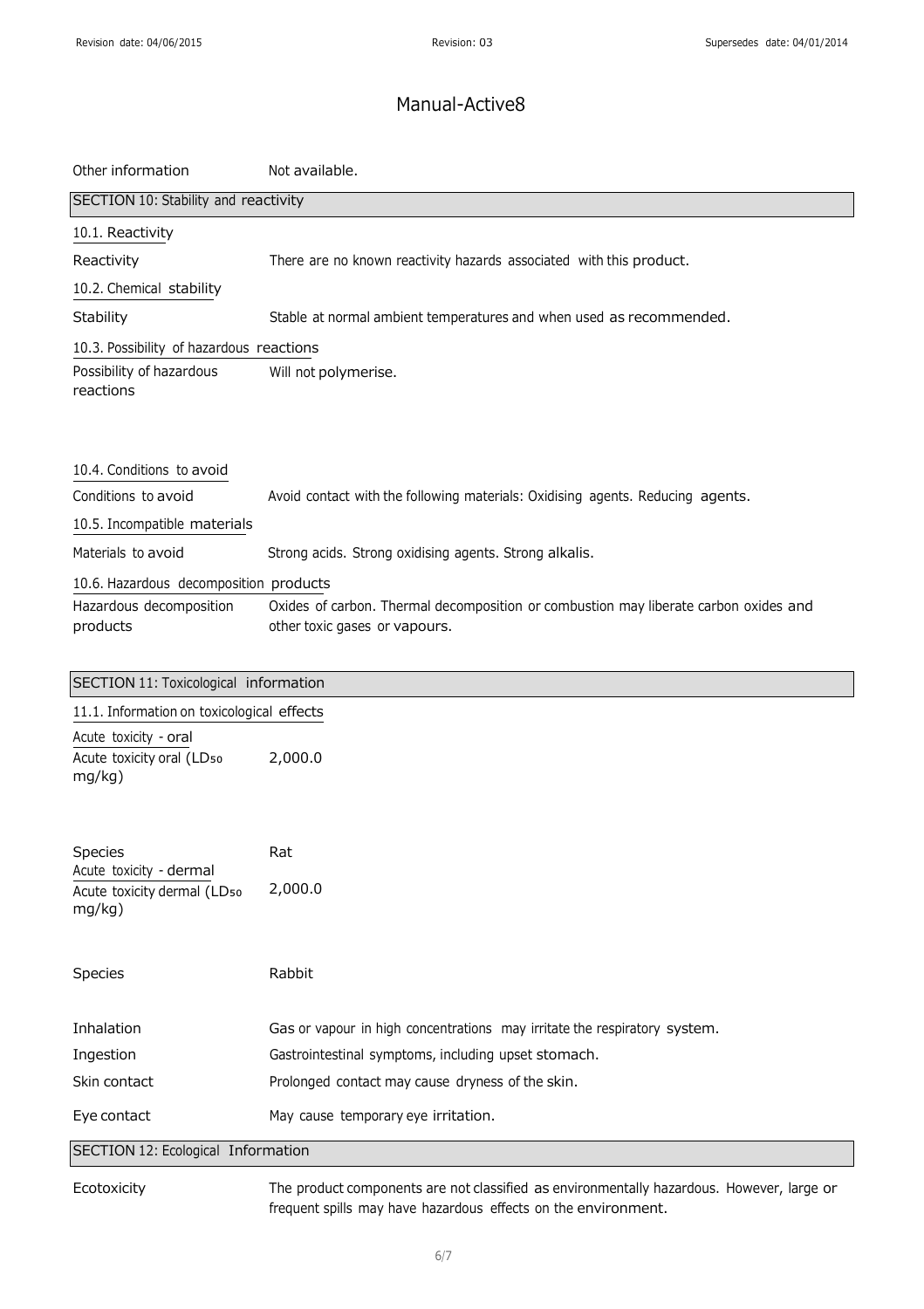Other information Not available.

## SECTION 10: Stability and reactivity

### 10.1. Reactivity

| | |
|---|---|
| Reactivity | There are no known reactivity hazards associated with this product. |

### 10.2. Chemical stability

| | |
|---|---|
| Stability | Stable at normal ambient temperatures and when used as recommended. |

### 10.3. Possibility of hazardous reactions

| | |
|---|---|
| Possibility of hazardous reactions | Will not polymerise. |

### 10.4. Conditions to avoid

| | |
|---|---|
| Conditions to avoid | Avoid contact with the following materials: Oxidising agents. Reducing agents. |

### 10.5. Incompatible materials

| | |
|---|---|
| Materials to avoid | Strong acids. Strong oxidising agents. Strong alkalis. |

### 10.6. Hazardous decomposition products

| | |
|---|---|
| Hazardous decomposition products | Oxides of carbon. Thermal decomposition or combustion may liberate carbon oxides and other toxic gases or vapours. |

## SECTION 11: Toxicological information

### 11.1. Information on toxicological effects

Acute toxicity - oral

| | |
|---|---|
| Acute toxicity oral ($LD_{50}$ mg/kg) | 2,000.0 |
| Species | Rat |

Acute toxicity - dermal

| | |
|---|---|
| Acute toxicity dermal ($LD_{50}$ mg/kg) | 2,000.0 |
| Species | Rabbit |

| | |
|---|---|
| Inhalation | Gas or vapour in high concentrations may irritate the respiratory system. |
| Ingestion | Gastrointestinal symptoms, including upset stomach. |
| Skin contact | Prolonged contact may cause dryness of the skin. |
| Eye contact | May cause temporary eye irritation. |

## SECTION 12: Ecological Information

| | |
|---|---|
| Ecotoxicity | The product components are not classified as environmentally hazardous. However, large or frequent spills may have hazardous effects on the environment. |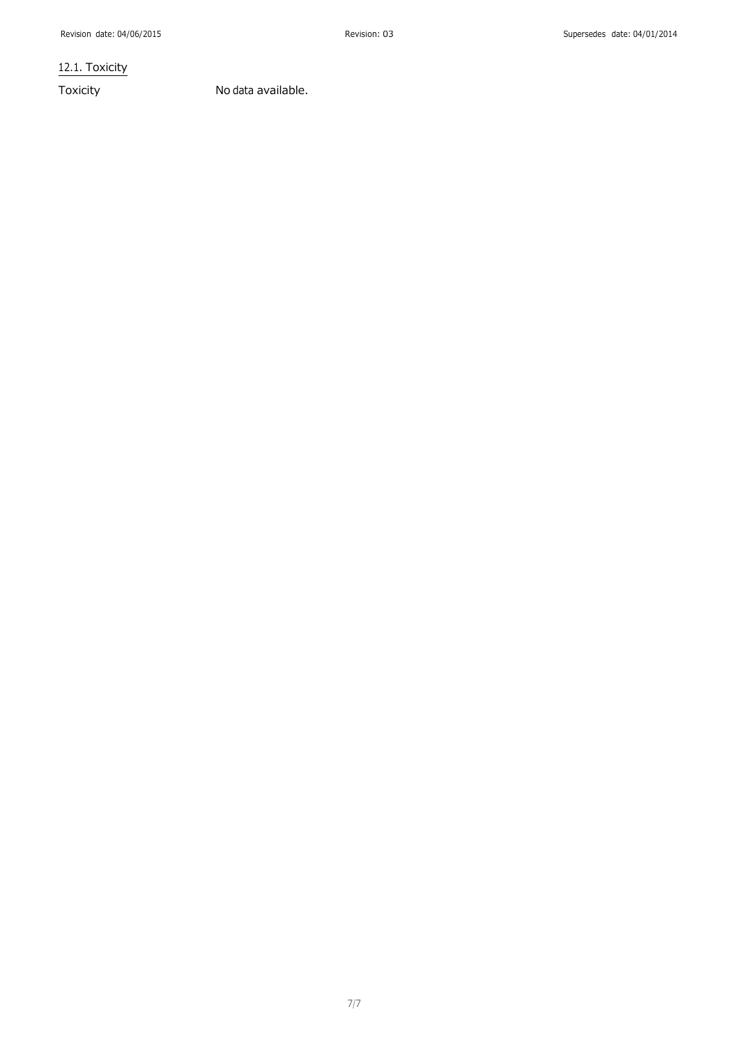### 12.1. Toxicity

Toxicity No data available.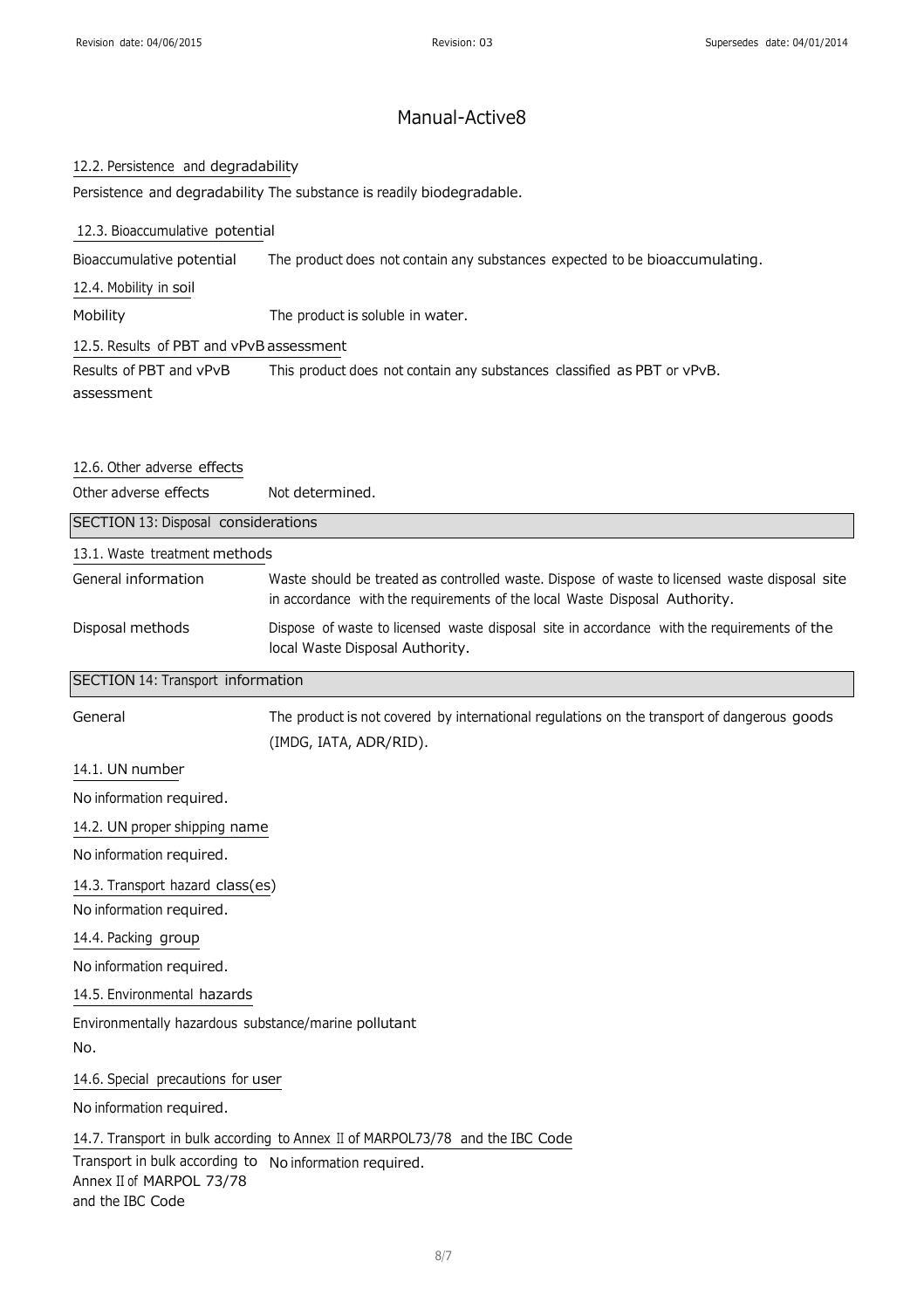## 12.2. Persistence and degradability

Persistence and degradability The substance is readily biodegradable.

## 12.3. Bioaccumulative potential

| | |
|---|---|
| Bioaccumulative potential | The product does not contain any substances expected to be bioaccumulating. |

## 12.4. Mobility in soil

| | |
|---|---|
| Mobility | The product is soluble in water. |

## 12.5. Results of PBT and vPvB assessment

| | |
|---|---|
| Results of PBT and vPvB assessment | This product does not contain any substances classified as PBT or vPvB. |

## 12.6. Other adverse effects

| | |
|---|---|
| Other adverse effects | Not determined. |

# SECTION 13: Disposal considerations

## 13.1. Waste treatment methods

| | |
|---|---|
| General information | Waste should be treated as controlled waste. Dispose of waste to licensed waste disposal site in accordance with the requirements of the local Waste Disposal Authority. |
| Disposal methods | Dispose of waste to licensed waste disposal site in accordance with the requirements of the local Waste Disposal Authority. |

# SECTION 14: Transport information

| | |
|---|---|
| General | The product is not covered by international regulations on the transport of dangerous goods (IMDG, IATA, ADR/RID). |

## 14.1. UN number

No information required.

## 14.2. UN proper shipping name

No information required.

## 14.3. Transport hazard class(es)

No information required.

## 14.4. Packing group

No information required.

## 14.5. Environmental hazards

Environmentally hazardous substance/marine pollutant

No.

## 14.6. Special precautions for user

No information required.

## 14.7. Transport in bulk according to Annex II of MARPOL73/78 and the IBC Code

| | |
|---|---|
| Transport in bulk according to Annex II of MARPOL 73/78 and the IBC Code | No information required. |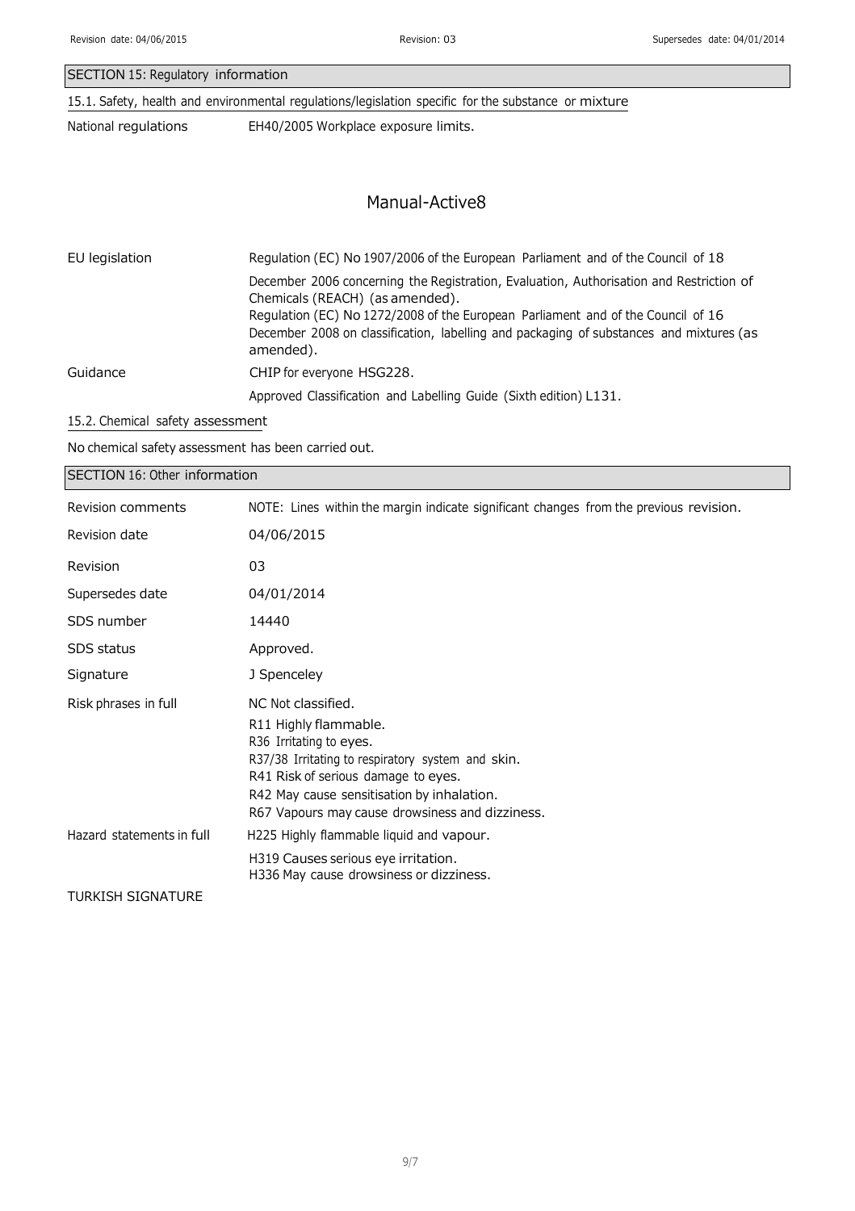## SECTION 15: Regulatory information

### 15.1. Safety, health and environmental regulations/legislation specific for the substance or mixture

| | |
|---|---|
| National regulations | EH40/2005 Workplace exposure limits. |

# Manual-Active8

| | |
|---|---|
| EU legislation | Regulation (EC) No 1907/2006 of the European Parliament and of the Council of 18 December 2006 concerning the Registration, Evaluation, Authorisation and Restriction of Chemicals (REACH) (as amended). Regulation (EC) No 1272/2008 of the European Parliament and of the Council of 16 December 2008 on classification, labelling and packaging of substances and mixtures (as amended). |
| Guidance | CHIP for everyone HSG228. Approved Classification and Labelling Guide (Sixth edition) L131. |

### 15.2. Chemical safety assessment

No chemical safety assessment has been carried out.

## SECTION 16: Other information

| | |
|---|---|
| Revision comments | NOTE: Lines within the margin indicate significant changes from the previous revision. |
| Revision date | 04/06/2015 |
| Revision | 03 |
| Supersedes date | 04/01/2014 |
| SDS number | 14440 |
| SDS status | Approved. |
| Signature | J Spenceley |
| Risk phrases in full | NC Not classified.<br>R11 Highly flammable.<br>R36 Irritating to eyes.<br>R37/38 Irritating to respiratory system and skin.<br>R41 Risk of serious damage to eyes.<br>R42 May cause sensitisation by inhalation.<br>R67 Vapours may cause drowsiness and dizziness. |
| Hazard statements in full | H225 Highly flammable liquid and vapour.<br>H319 Causes serious eye irritation.<br>H336 May cause drowsiness or dizziness. |

TURKISH SIGNATURE